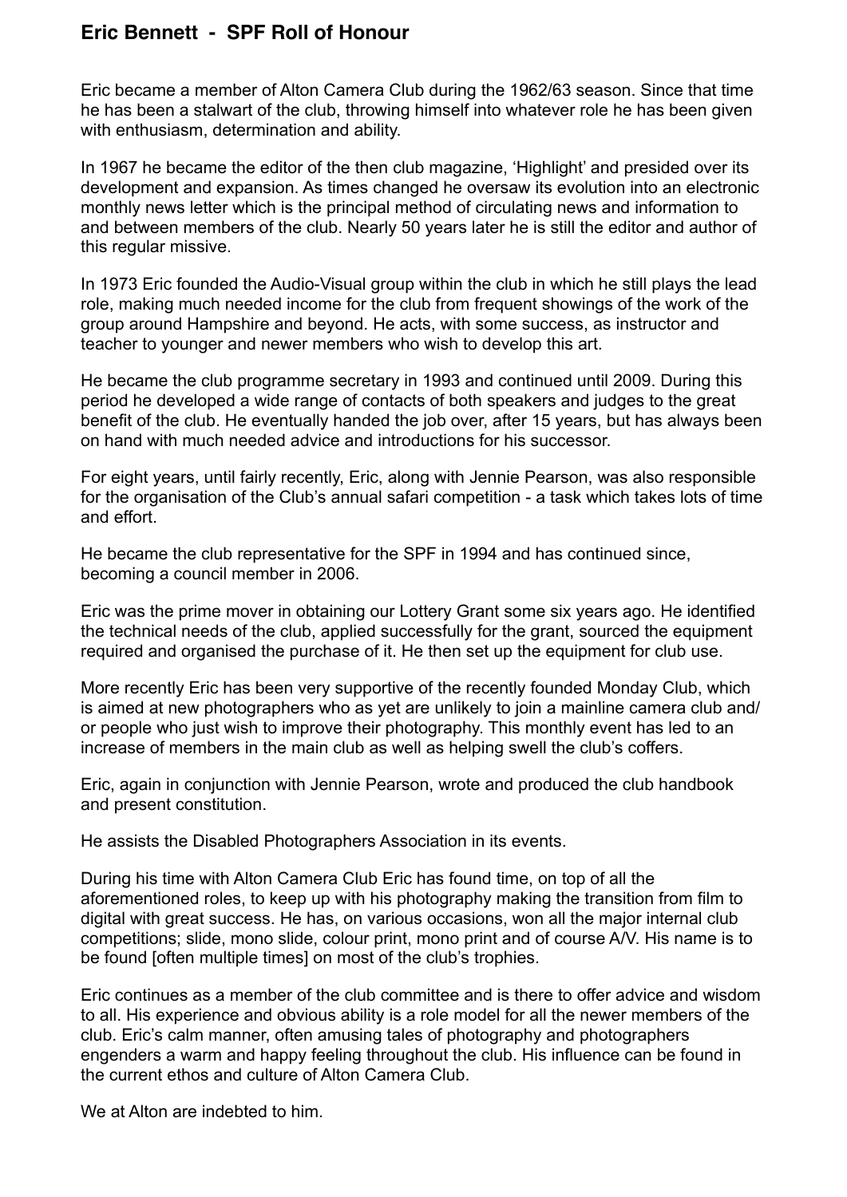# Eric Bennett - SPF Roll of Honour

Eric became a member of Alton Camera Club during the 1962/63 season. Since that time he has been a stalwart of the club, throwing himself into whatever role he has been given with enthusiasm, determination and ability.

In 1967 he became the editor of the then club magazine, 'Highlight' and presided over its development and expansion. As times changed he oversaw its evolution into an electronic monthly news letter which is the principal method of circulating news and information to and between members of the club. Nearly 50 years later he is still the editor and author of this regular missive.

In 1973 Eric founded the Audio-Visual group within the club in which he still plays the lead role, making much needed income for the club from frequent showings of the work of the group around Hampshire and beyond. He acts, with some success, as instructor and teacher to younger and newer members who wish to develop this art.

He became the club programme secretary in 1993 and continued until 2009. During this period he developed a wide range of contacts of both speakers and judges to the great benefit of the club. He eventually handed the job over, after 15 years, but has always been on hand with much needed advice and introductions for his successor.

For eight years, until fairly recently, Eric, along with Jennie Pearson, was also responsible for the organisation of the Club's annual safari competition - a task which takes lots of time and effort.

He became the club representative for the SPF in 1994 and has continued since, becoming a council member in 2006.

Eric was the prime mover in obtaining our Lottery Grant some six years ago. He identified the technical needs of the club, applied successfully for the grant, sourced the equipment required and organised the purchase of it. He then set up the equipment for club use.

More recently Eric has been very supportive of the recently founded Monday Club, which is aimed at new photographers who as yet are unlikely to join a mainline camera club and/ or people who just wish to improve their photography. This monthly event has led to an increase of members in the main club as well as helping swell the club's coffers.

Eric, again in conjunction with Jennie Pearson, wrote and produced the club handbook and present constitution.

He assists the Disabled Photographers Association in its events.

During his time with Alton Camera Club Eric has found time, on top of all the aforementioned roles, to keep up with his photography making the transition from film to digital with great success. He has, on various occasions, won all the major internal club competitions; slide, mono slide, colour print, mono print and of course A/V. His name is to be found [often multiple times] on most of the club's trophies.

Eric continues as a member of the club committee and is there to offer advice and wisdom to all. His experience and obvious ability is a role model for all the newer members of the club. Eric's calm manner, often amusing tales of photography and photographers engenders a warm and happy feeling throughout the club. His influence can be found in the current ethos and culture of Alton Camera Club.

We at Alton are indebted to him.